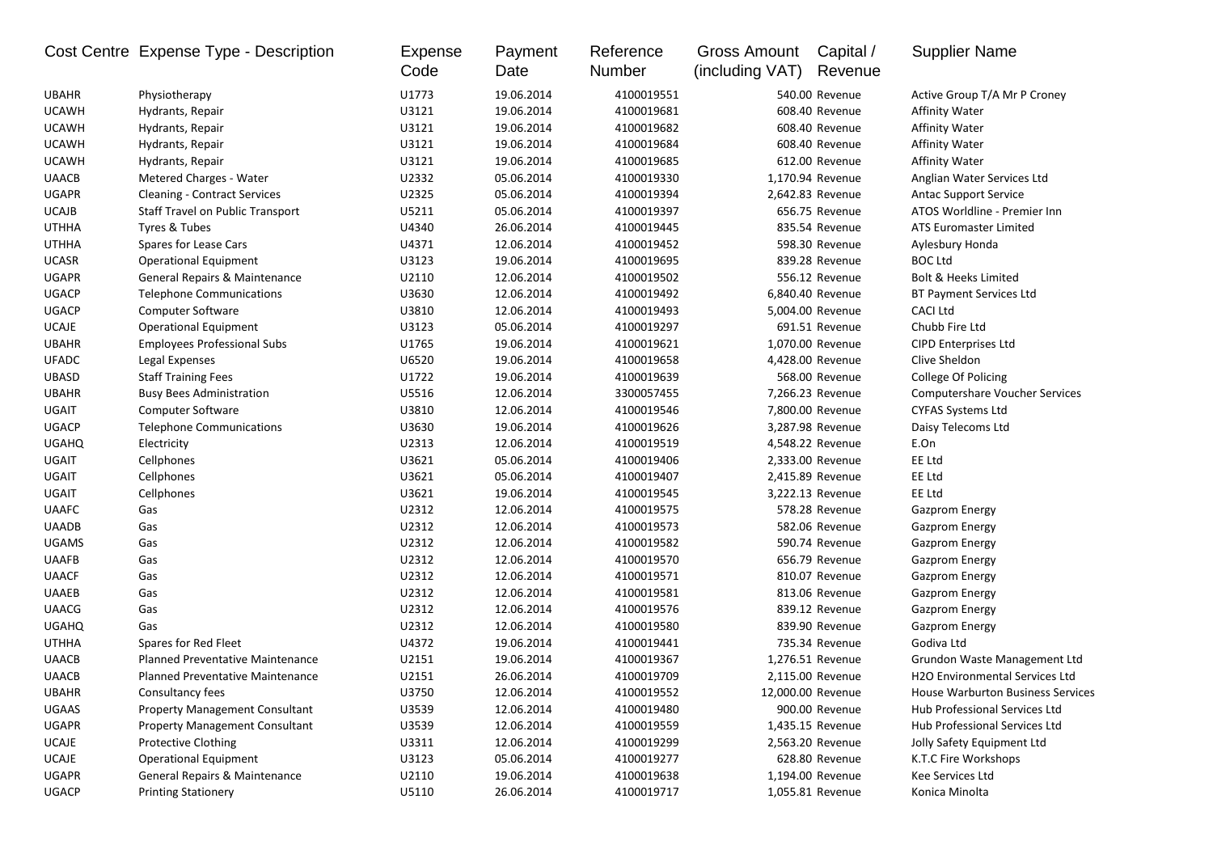| Cost Centre | Expense Type - Description | Expense Code | Payment Date | Reference Number | Gross Amount (including VAT) | Capital / Revenue | Supplier Name |
|---|---|---|---|---|---|---|---|
| UBAHR | Physiotherapy | U1773 | 19.06.2014 | 4100019551 | 540.00 | Revenue | Active Group T/A Mr P Croney |
| UCAWH | Hydrants, Repair | U3121 | 19.06.2014 | 4100019681 | 608.40 | Revenue | Affinity Water |
| UCAWH | Hydrants, Repair | U3121 | 19.06.2014 | 4100019682 | 608.40 | Revenue | Affinity Water |
| UCAWH | Hydrants, Repair | U3121 | 19.06.2014 | 4100019684 | 608.40 | Revenue | Affinity Water |
| UCAWH | Hydrants, Repair | U3121 | 19.06.2014 | 4100019685 | 612.00 | Revenue | Affinity Water |
| UAACB | Metered Charges - Water | U2332 | 05.06.2014 | 4100019330 | 1,170.94 | Revenue | Anglian Water Services Ltd |
| UGAPR | Cleaning - Contract Services | U2325 | 05.06.2014 | 4100019394 | 2,642.83 | Revenue | Antac Support Service |
| UCAJB | Staff Travel on Public Transport | U5211 | 05.06.2014 | 4100019397 | 656.75 | Revenue | ATOS Worldline - Premier Inn |
| UTHHA | Tyres & Tubes | U4340 | 26.06.2014 | 4100019445 | 835.54 | Revenue | ATS Euromaster Limited |
| UTHHA | Spares for Lease Cars | U4371 | 12.06.2014 | 4100019452 | 598.30 | Revenue | Aylesbury Honda |
| UCASR | Operational Equipment | U3123 | 19.06.2014 | 4100019695 | 839.28 | Revenue | BOC Ltd |
| UGAPR | General Repairs & Maintenance | U2110 | 12.06.2014 | 4100019502 | 556.12 | Revenue | Bolt & Heeks Limited |
| UGACP | Telephone Communications | U3630 | 12.06.2014 | 4100019492 | 6,840.40 | Revenue | BT Payment Services Ltd |
| UGACP | Computer Software | U3810 | 12.06.2014 | 4100019493 | 5,004.00 | Revenue | CACI Ltd |
| UCAJE | Operational Equipment | U3123 | 05.06.2014 | 4100019297 | 691.51 | Revenue | Chubb Fire Ltd |
| UBAHR | Employees Professional Subs | U1765 | 19.06.2014 | 4100019621 | 1,070.00 | Revenue | CIPD Enterprises Ltd |
| UFADC | Legal Expenses | U6520 | 19.06.2014 | 4100019658 | 4,428.00 | Revenue | Clive Sheldon |
| UBASD | Staff Training Fees | U1722 | 19.06.2014 | 4100019639 | 568.00 | Revenue | College Of Policing |
| UBAHR | Busy Bees Administration | U5516 | 12.06.2014 | 3300057455 | 7,266.23 | Revenue | Computershare Voucher Services |
| UGAIT | Computer Software | U3810 | 12.06.2014 | 4100019546 | 7,800.00 | Revenue | CYFAS Systems Ltd |
| UGACP | Telephone Communications | U3630 | 19.06.2014 | 4100019626 | 3,287.98 | Revenue | Daisy Telecoms Ltd |
| UGAHQ | Electricity | U2313 | 12.06.2014 | 4100019519 | 4,548.22 | Revenue | E.On |
| UGAIT | Cellphones | U3621 | 05.06.2014 | 4100019406 | 2,333.00 | Revenue | EE Ltd |
| UGAIT | Cellphones | U3621 | 05.06.2014 | 4100019407 | 2,415.89 | Revenue | EE Ltd |
| UGAIT | Cellphones | U3621 | 19.06.2014 | 4100019545 | 3,222.13 | Revenue | EE Ltd |
| UAAFC | Gas | U2312 | 12.06.2014 | 4100019575 | 578.28 | Revenue | Gazprom Energy |
| UAADB | Gas | U2312 | 12.06.2014 | 4100019573 | 582.06 | Revenue | Gazprom Energy |
| UGAMS | Gas | U2312 | 12.06.2014 | 4100019582 | 590.74 | Revenue | Gazprom Energy |
| UAAFB | Gas | U2312 | 12.06.2014 | 4100019570 | 656.79 | Revenue | Gazprom Energy |
| UAACF | Gas | U2312 | 12.06.2014 | 4100019571 | 810.07 | Revenue | Gazprom Energy |
| UAAEB | Gas | U2312 | 12.06.2014 | 4100019581 | 813.06 | Revenue | Gazprom Energy |
| UAACG | Gas | U2312 | 12.06.2014 | 4100019576 | 839.12 | Revenue | Gazprom Energy |
| UGAHQ | Gas | U2312 | 12.06.2014 | 4100019580 | 839.90 | Revenue | Gazprom Energy |
| UTHHA | Spares for Red Fleet | U4372 | 19.06.2014 | 4100019441 | 735.34 | Revenue | Godiva Ltd |
| UAACB | Planned Preventative Maintenance | U2151 | 19.06.2014 | 4100019367 | 1,276.51 | Revenue | Grundon Waste Management Ltd |
| UAACB | Planned Preventative Maintenance | U2151 | 26.06.2014 | 4100019709 | 2,115.00 | Revenue | H2O Environmental Services Ltd |
| UBAHR | Consultancy fees | U3750 | 12.06.2014 | 4100019552 | 12,000.00 | Revenue | House Warburton Business Services |
| UGAAS | Property Management Consultant | U3539 | 12.06.2014 | 4100019480 | 900.00 | Revenue | Hub Professional Services Ltd |
| UGAPR | Property Management Consultant | U3539 | 12.06.2014 | 4100019559 | 1,435.15 | Revenue | Hub Professional Services Ltd |
| UCAJE | Protective Clothing | U3311 | 12.06.2014 | 4100019299 | 2,563.20 | Revenue | Jolly Safety Equipment Ltd |
| UCAJE | Operational Equipment | U3123 | 05.06.2014 | 4100019277 | 628.80 | Revenue | K.T.C Fire Workshops |
| UGAPR | General Repairs & Maintenance | U2110 | 19.06.2014 | 4100019638 | 1,194.00 | Revenue | Kee Services Ltd |
| UGACP | Printing Stationery | U5110 | 26.06.2014 | 4100019717 | 1,055.81 | Revenue | Konica Minolta |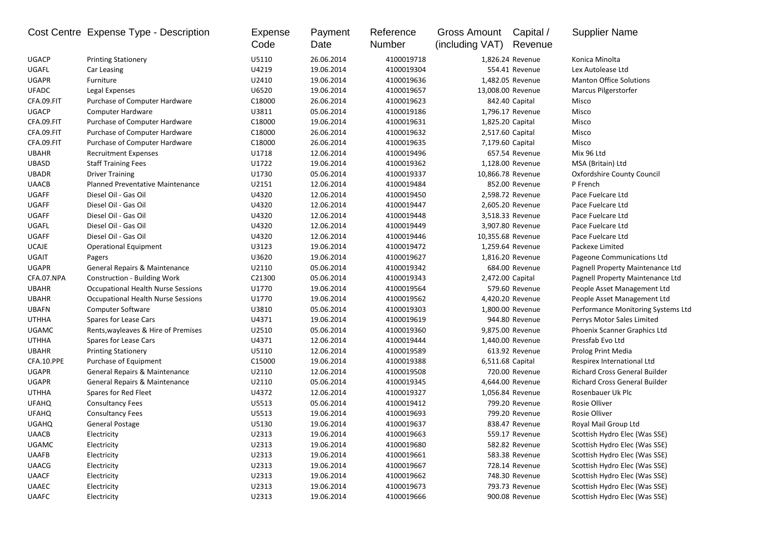| Cost Centre | Expense Type - Description | Expense Code | Payment Date | Reference Number | Gross Amount (including VAT) | Capital / Revenue | Supplier Name |
|---|---|---|---|---|---|---|---|
| UGACP | Printing Stationery | U5110 | 26.06.2014 | 4100019718 | 1,826.24 | Revenue | Konica Minolta |
| UGAFL | Car Leasing | U4219 | 19.06.2014 | 4100019304 | 554.41 | Revenue | Lex Autolease Ltd |
| UGAPR | Furniture | U2410 | 19.06.2014 | 4100019636 | 1,482.05 | Revenue | Manton Office Solutions |
| UFADC | Legal Expenses | U6520 | 19.06.2014 | 4100019657 | 13,008.00 | Revenue | Marcus Pilgerstorfer |
| CFA.09.FIT | Purchase of Computer Hardware | C18000 | 26.06.2014 | 4100019623 | 842.40 | Capital | Misco |
| UGACP | Computer Hardware | U3811 | 05.06.2014 | 4100019186 | 1,796.17 | Revenue | Misco |
| CFA.09.FIT | Purchase of Computer Hardware | C18000 | 19.06.2014 | 4100019631 | 1,825.20 | Capital | Misco |
| CFA.09.FIT | Purchase of Computer Hardware | C18000 | 26.06.2014 | 4100019632 | 2,517.60 | Capital | Misco |
| CFA.09.FIT | Purchase of Computer Hardware | C18000 | 26.06.2014 | 4100019635 | 7,179.60 | Capital | Misco |
| UBAHR | Recruitment Expenses | U1718 | 12.06.2014 | 4100019496 | 657.54 | Revenue | Mix 96 Ltd |
| UBASD | Staff Training Fees | U1722 | 19.06.2014 | 4100019362 | 1,128.00 | Revenue | MSA (Britain) Ltd |
| UBADR | Driver Training | U1730 | 05.06.2014 | 4100019337 | 10,866.78 | Revenue | Oxfordshire County Council |
| UAACB | Planned Preventative Maintenance | U2151 | 12.06.2014 | 4100019484 | 852.00 | Revenue | P French |
| UGAFF | Diesel Oil - Gas Oil | U4320 | 12.06.2014 | 4100019450 | 2,598.72 | Revenue | Pace Fuelcare Ltd |
| UGAFF | Diesel Oil - Gas Oil | U4320 | 12.06.2014 | 4100019447 | 2,605.20 | Revenue | Pace Fuelcare Ltd |
| UGAFF | Diesel Oil - Gas Oil | U4320 | 12.06.2014 | 4100019448 | 3,518.33 | Revenue | Pace Fuelcare Ltd |
| UGAFL | Diesel Oil - Gas Oil | U4320 | 12.06.2014 | 4100019449 | 3,907.80 | Revenue | Pace Fuelcare Ltd |
| UGAFF | Diesel Oil - Gas Oil | U4320 | 12.06.2014 | 4100019446 | 10,355.68 | Revenue | Pace Fuelcare Ltd |
| UCAJE | Operational Equipment | U3123 | 19.06.2014 | 4100019472 | 1,259.64 | Revenue | Packexe Limited |
| UGAIT | Pagers | U3620 | 19.06.2014 | 4100019627 | 1,816.20 | Revenue | Pageone Communications Ltd |
| UGAPR | General Repairs & Maintenance | U2110 | 05.06.2014 | 4100019342 | 684.00 | Revenue | Pagnell Property Maintenance Ltd |
| CFA.07.NPA | Construction - Building Work | C21300 | 05.06.2014 | 4100019343 | 2,472.00 | Capital | Pagnell Property Maintenance Ltd |
| UBAHR | Occupational Health Nurse Sessions | U1770 | 19.06.2014 | 4100019564 | 579.60 | Revenue | People Asset Management Ltd |
| UBAHR | Occupational Health Nurse Sessions | U1770 | 19.06.2014 | 4100019562 | 4,420.20 | Revenue | People Asset Management Ltd |
| UBAFN | Computer Software | U3810 | 05.06.2014 | 4100019303 | 1,800.00 | Revenue | Performance Monitoring Systems Ltd |
| UTHHA | Spares for Lease Cars | U4371 | 19.06.2014 | 4100019619 | 944.80 | Revenue | Perrys Motor Sales Limited |
| UGAMC | Rents,wayleaves & Hire of Premises | U2510 | 05.06.2014 | 4100019360 | 9,875.00 | Revenue | Phoenix Scanner Graphics Ltd |
| UTHHA | Spares for Lease Cars | U4371 | 12.06.2014 | 4100019444 | 1,440.00 | Revenue | Pressfab Evo Ltd |
| UBAHR | Printing Stationery | U5110 | 12.06.2014 | 4100019589 | 613.92 | Revenue | Prolog Print Media |
| CFA.10.PPE | Purchase of Equipment | C15000 | 19.06.2014 | 4100019388 | 6,511.68 | Capital | Respirex International Ltd |
| UGAPR | General Repairs & Maintenance | U2110 | 12.06.2014 | 4100019508 | 720.00 | Revenue | Richard Cross General Builder |
| UGAPR | General Repairs & Maintenance | U2110 | 05.06.2014 | 4100019345 | 4,644.00 | Revenue | Richard Cross General Builder |
| UTHHA | Spares for Red Fleet | U4372 | 12.06.2014 | 4100019327 | 1,056.84 | Revenue | Rosenbauer Uk Plc |
| UFAHQ | Consultancy Fees | U5513 | 05.06.2014 | 4100019412 | 799.20 | Revenue | Rosie Olliver |
| UFAHQ | Consultancy Fees | U5513 | 19.06.2014 | 4100019693 | 799.20 | Revenue | Rosie Olliver |
| UGAHQ | General Postage | U5130 | 19.06.2014 | 4100019637 | 838.47 | Revenue | Royal Mail Group Ltd |
| UAACB | Electricity | U2313 | 19.06.2014 | 4100019663 | 559.17 | Revenue | Scottish Hydro Elec (Was SSE) |
| UGAMC | Electricity | U2313 | 19.06.2014 | 4100019680 | 582.82 | Revenue | Scottish Hydro Elec (Was SSE) |
| UAAFB | Electricity | U2313 | 19.06.2014 | 4100019661 | 583.38 | Revenue | Scottish Hydro Elec (Was SSE) |
| UAACG | Electricity | U2313 | 19.06.2014 | 4100019667 | 728.14 | Revenue | Scottish Hydro Elec (Was SSE) |
| UAACF | Electricity | U2313 | 19.06.2014 | 4100019662 | 748.30 | Revenue | Scottish Hydro Elec (Was SSE) |
| UAAEC | Electricity | U2313 | 19.06.2014 | 4100019673 | 793.73 | Revenue | Scottish Hydro Elec (Was SSE) |
| UAAFC | Electricity | U2313 | 19.06.2014 | 4100019666 | 900.08 | Revenue | Scottish Hydro Elec (Was SSE) |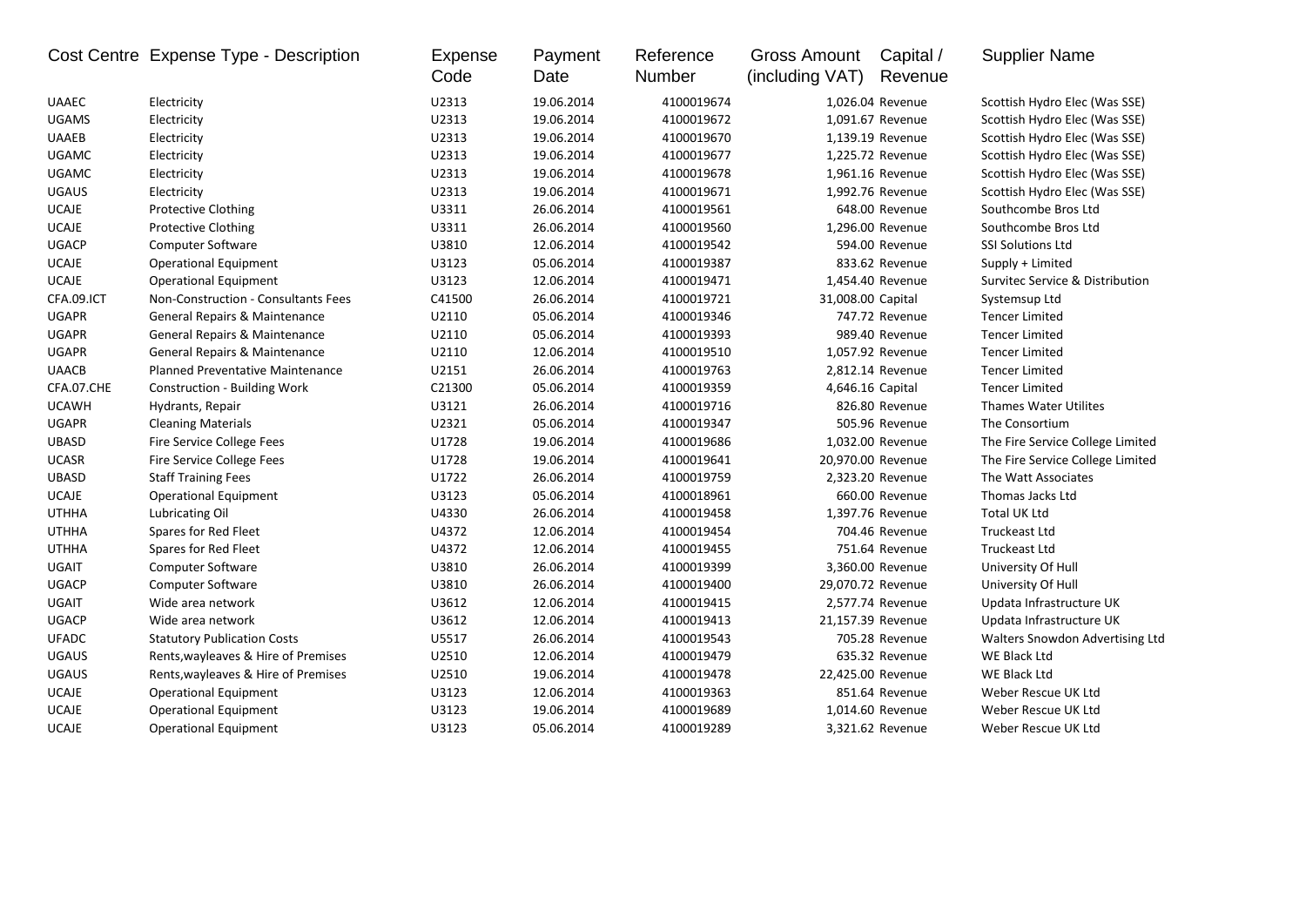| Cost Centre | Expense Type - Description | Expense Code | Payment Date | Reference Number | Gross Amount (including VAT) | Capital / Revenue | Supplier Name |
|---|---|---|---|---|---|---|---|
| UAAEC | Electricity | U2313 | 19.06.2014 | 4100019674 | 1,026.04 | Revenue | Scottish Hydro Elec (Was SSE) |
| UGAMS | Electricity | U2313 | 19.06.2014 | 4100019672 | 1,091.67 | Revenue | Scottish Hydro Elec (Was SSE) |
| UAAEB | Electricity | U2313 | 19.06.2014 | 4100019670 | 1,139.19 | Revenue | Scottish Hydro Elec (Was SSE) |
| UGAMC | Electricity | U2313 | 19.06.2014 | 4100019677 | 1,225.72 | Revenue | Scottish Hydro Elec (Was SSE) |
| UGAMC | Electricity | U2313 | 19.06.2014 | 4100019678 | 1,961.16 | Revenue | Scottish Hydro Elec (Was SSE) |
| UGAUS | Electricity | U2313 | 19.06.2014 | 4100019671 | 1,992.76 | Revenue | Scottish Hydro Elec (Was SSE) |
| UCAJE | Protective Clothing | U3311 | 26.06.2014 | 4100019561 | 648.00 | Revenue | Southcombe Bros Ltd |
| UCAJE | Protective Clothing | U3311 | 26.06.2014 | 4100019560 | 1,296.00 | Revenue | Southcombe Bros Ltd |
| UGACP | Computer Software | U3810 | 12.06.2014 | 4100019542 | 594.00 | Revenue | SSI Solutions Ltd |
| UCAJE | Operational Equipment | U3123 | 05.06.2014 | 4100019387 | 833.62 | Revenue | Supply + Limited |
| UCAJE | Operational Equipment | U3123 | 12.06.2014 | 4100019471 | 1,454.40 | Revenue | Survitec Service & Distribution |
| CFA.09.ICT | Non-Construction - Consultants Fees | C41500 | 26.06.2014 | 4100019721 | 31,008.00 | Capital | Systemsup Ltd |
| UGAPR | General Repairs & Maintenance | U2110 | 05.06.2014 | 4100019346 | 747.72 | Revenue | Tencer Limited |
| UGAPR | General Repairs & Maintenance | U2110 | 05.06.2014 | 4100019393 | 989.40 | Revenue | Tencer Limited |
| UGAPR | General Repairs & Maintenance | U2110 | 12.06.2014 | 4100019510 | 1,057.92 | Revenue | Tencer Limited |
| UAACB | Planned Preventative Maintenance | U2151 | 26.06.2014 | 4100019763 | 2,812.14 | Revenue | Tencer Limited |
| CFA.07.CHE | Construction - Building Work | C21300 | 05.06.2014 | 4100019359 | 4,646.16 | Capital | Tencer Limited |
| UCAWH | Hydrants, Repair | U3121 | 26.06.2014 | 4100019716 | 826.80 | Revenue | Thames Water Utilites |
| UGAPR | Cleaning Materials | U2321 | 05.06.2014 | 4100019347 | 505.96 | Revenue | The Consortium |
| UBASD | Fire Service College Fees | U1728 | 19.06.2014 | 4100019686 | 1,032.00 | Revenue | The Fire Service College Limited |
| UCASR | Fire Service College Fees | U1728 | 19.06.2014 | 4100019641 | 20,970.00 | Revenue | The Fire Service College Limited |
| UBASD | Staff Training Fees | U1722 | 26.06.2014 | 4100019759 | 2,323.20 | Revenue | The Watt Associates |
| UCAJE | Operational Equipment | U3123 | 05.06.2014 | 4100018961 | 660.00 | Revenue | Thomas Jacks Ltd |
| UTHHA | Lubricating Oil | U4330 | 26.06.2014 | 4100019458 | 1,397.76 | Revenue | Total UK Ltd |
| UTHHA | Spares for Red Fleet | U4372 | 12.06.2014 | 4100019454 | 704.46 | Revenue | Truckeast Ltd |
| UTHHA | Spares for Red Fleet | U4372 | 12.06.2014 | 4100019455 | 751.64 | Revenue | Truckeast Ltd |
| UGAIT | Computer Software | U3810 | 26.06.2014 | 4100019399 | 3,360.00 | Revenue | University Of Hull |
| UGACP | Computer Software | U3810 | 26.06.2014 | 4100019400 | 29,070.72 | Revenue | University Of Hull |
| UGAIT | Wide area network | U3612 | 12.06.2014 | 4100019415 | 2,577.74 | Revenue | Updata Infrastructure UK |
| UGACP | Wide area network | U3612 | 12.06.2014 | 4100019413 | 21,157.39 | Revenue | Updata Infrastructure UK |
| UFADC | Statutory Publication Costs | U5517 | 26.06.2014 | 4100019543 | 705.28 | Revenue | Walters Snowdon Advertising Ltd |
| UGAUS | Rents,wayleaves & Hire of Premises | U2510 | 12.06.2014 | 4100019479 | 635.32 | Revenue | WE Black Ltd |
| UGAUS | Rents,wayleaves & Hire of Premises | U2510 | 19.06.2014 | 4100019478 | 22,425.00 | Revenue | WE Black Ltd |
| UCAJE | Operational Equipment | U3123 | 12.06.2014 | 4100019363 | 851.64 | Revenue | Weber Rescue UK Ltd |
| UCAJE | Operational Equipment | U3123 | 19.06.2014 | 4100019689 | 1,014.60 | Revenue | Weber Rescue UK Ltd |
| UCAJE | Operational Equipment | U3123 | 05.06.2014 | 4100019289 | 3,321.62 | Revenue | Weber Rescue UK Ltd |